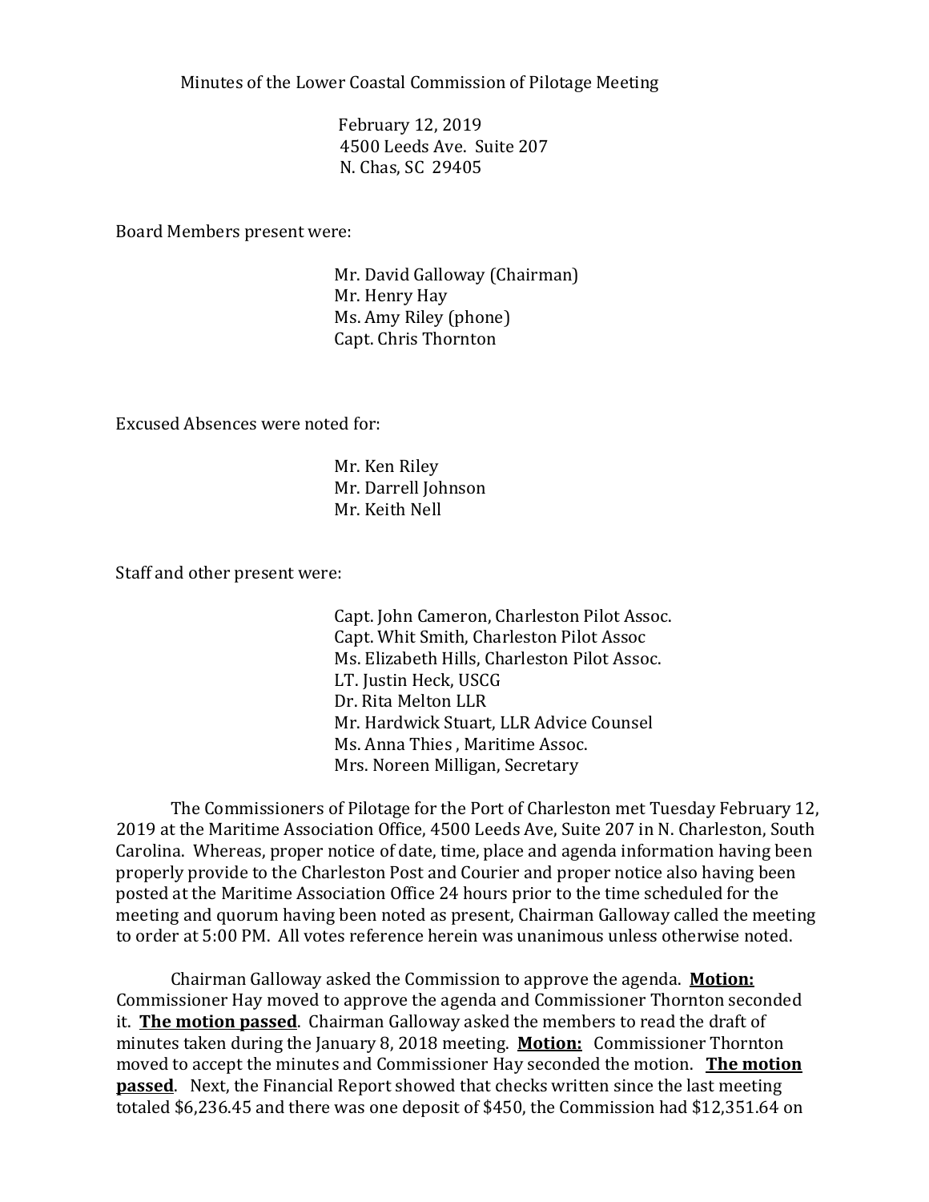Minutes of the Lower Coastal Commission of Pilotage Meeting

February 12, 2019
4500 Leeds Ave. Suite 207
N. Chas, SC 29405

Board Members present were:

Mr. David Galloway (Chairman)
Mr. Henry Hay
Ms. Amy Riley (phone)
Capt. Chris Thornton

Excused Absences were noted for:

Mr. Ken Riley
Mr. Darrell Johnson
Mr. Keith Nell

Staff and other present were:

Capt. John Cameron, Charleston Pilot Assoc.
Capt. Whit Smith, Charleston Pilot Assoc
Ms. Elizabeth Hills, Charleston Pilot Assoc.
LT. Justin Heck, USCG
Dr. Rita Melton LLR
Mr. Hardwick Stuart, LLR Advice Counsel
Ms. Anna Thies , Maritime Assoc.
Mrs. Noreen Milligan, Secretary

The Commissioners of Pilotage for the Port of Charleston met Tuesday February 12, 2019 at the Maritime Association Office, 4500 Leeds Ave, Suite 207 in N. Charleston, South Carolina. Whereas, proper notice of date, time, place and agenda information having been properly provide to the Charleston Post and Courier and proper notice also having been posted at the Maritime Association Office 24 hours prior to the time scheduled for the meeting and quorum having been noted as present, Chairman Galloway called the meeting to order at 5:00 PM. All votes reference herein was unanimous unless otherwise noted.

Chairman Galloway asked the Commission to approve the agenda. **Motion:** Commissioner Hay moved to approve the agenda and Commissioner Thornton seconded it. **The motion passed**. Chairman Galloway asked the members to read the draft of minutes taken during the January 8, 2018 meeting. **Motion:** Commissioner Thornton moved to accept the minutes and Commissioner Hay seconded the motion. **The motion passed**. Next, the Financial Report showed that checks written since the last meeting totaled $6,236.45 and there was one deposit of $450, the Commission had $12,351.64 on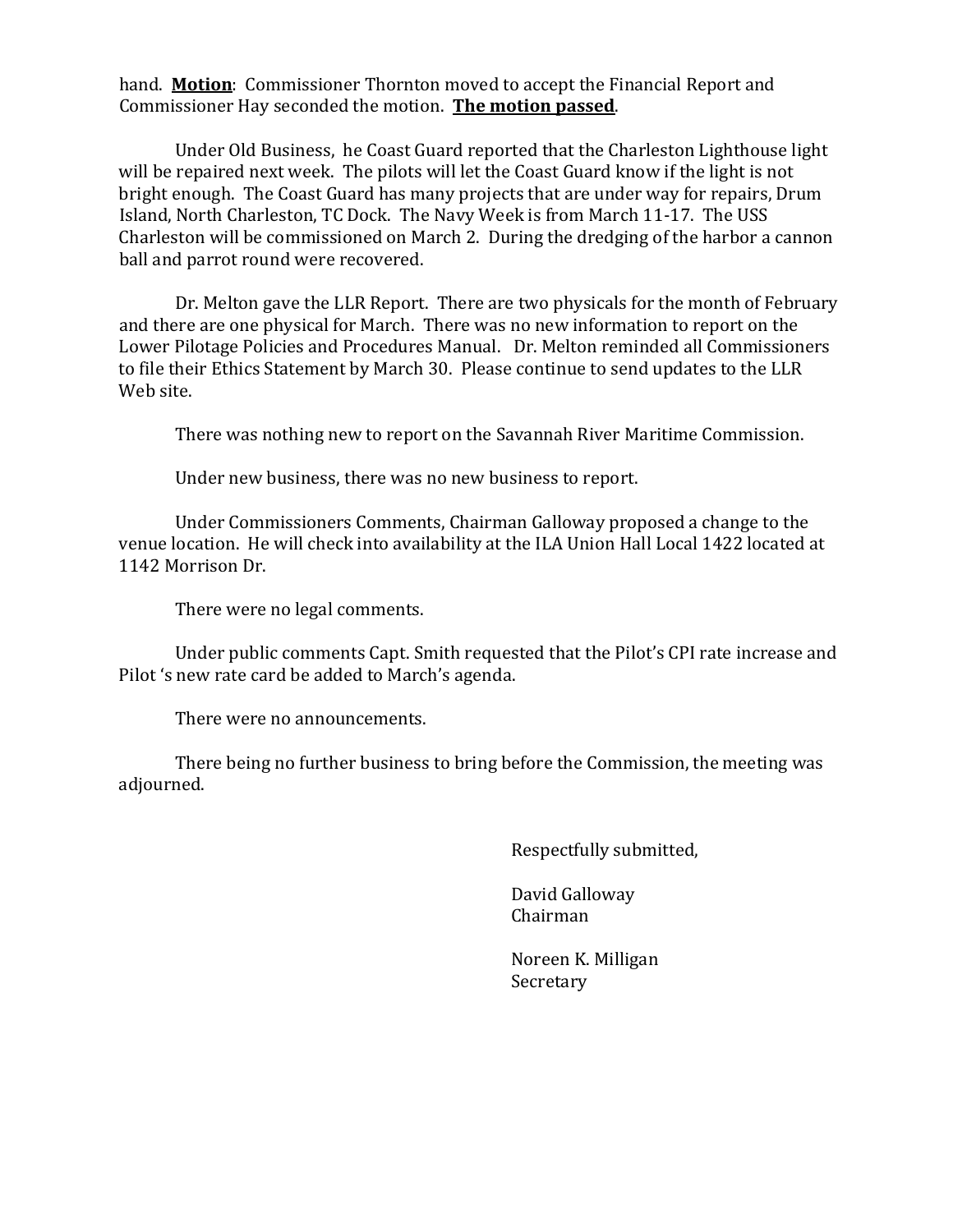hand. **Motion**: Commissioner Thornton moved to accept the Financial Report and Commissioner Hay seconded the motion. **The motion passed**.

Under Old Business, he Coast Guard reported that the Charleston Lighthouse light will be repaired next week. The pilots will let the Coast Guard know if the light is not bright enough. The Coast Guard has many projects that are under way for repairs, Drum Island, North Charleston, TC Dock. The Navy Week is from March 11-17. The USS Charleston will be commissioned on March 2. During the dredging of the harbor a cannon ball and parrot round were recovered.

Dr. Melton gave the LLR Report. There are two physicals for the month of February and there are one physical for March. There was no new information to report on the Lower Pilotage Policies and Procedures Manual. Dr. Melton reminded all Commissioners to file their Ethics Statement by March 30. Please continue to send updates to the LLR Web site.

There was nothing new to report on the Savannah River Maritime Commission.

Under new business, there was no new business to report.

Under Commissioners Comments, Chairman Galloway proposed a change to the venue location. He will check into availability at the ILA Union Hall Local 1422 located at 1142 Morrison Dr.

There were no legal comments.

Under public comments Capt. Smith requested that the Pilot's CPI rate increase and Pilot 's new rate card be added to March's agenda.

There were no announcements.

There being no further business to bring before the Commission, the meeting was adjourned.

Respectfully submitted,

David Galloway
Chairman

Noreen K. Milligan
Secretary